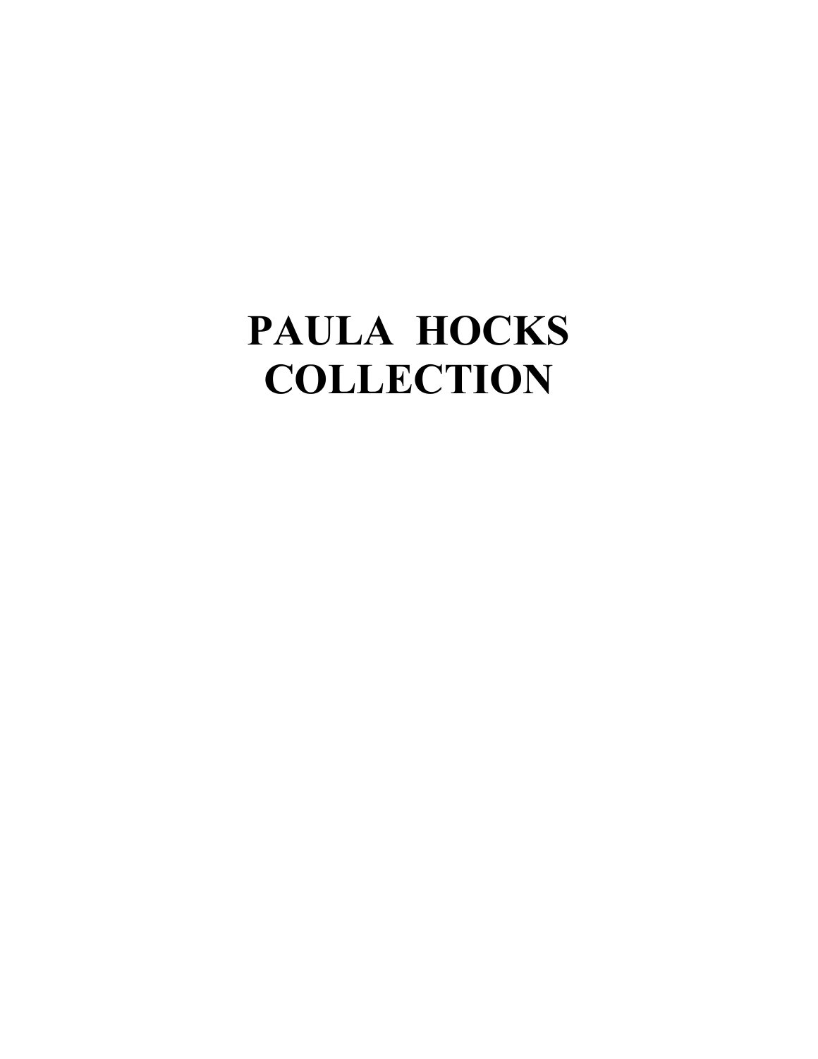# PAULA HOCKS COLLECTION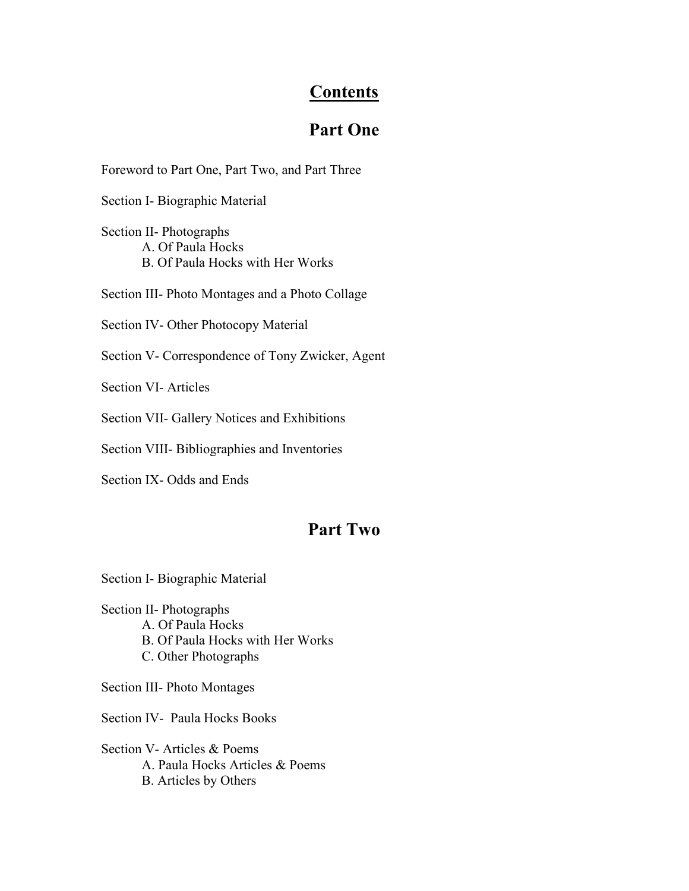# Contents

## Part One

Foreword to Part One, Part Two, and Part Three

Section I- Biographic Material

Section II- Photographs
- A. Of Paula Hocks
- B. Of Paula Hocks with Her Works

Section III- Photo Montages and a Photo Collage

Section IV- Other Photocopy Material

Section V- Correspondence of Tony Zwicker, Agent

Section VI- Articles

Section VII- Gallery Notices and Exhibitions

Section VIII- Bibliographies and Inventories

Section IX- Odds and Ends

## Part Two

Section I- Biographic Material

Section II- Photographs
- A. Of Paula Hocks
- B. Of Paula Hocks with Her Works
- C. Other Photographs

Section III- Photo Montages

Section IV- Paula Hocks Books

Section V- Articles & Poems
- A. Paula Hocks Articles & Poems
- B. Articles by Others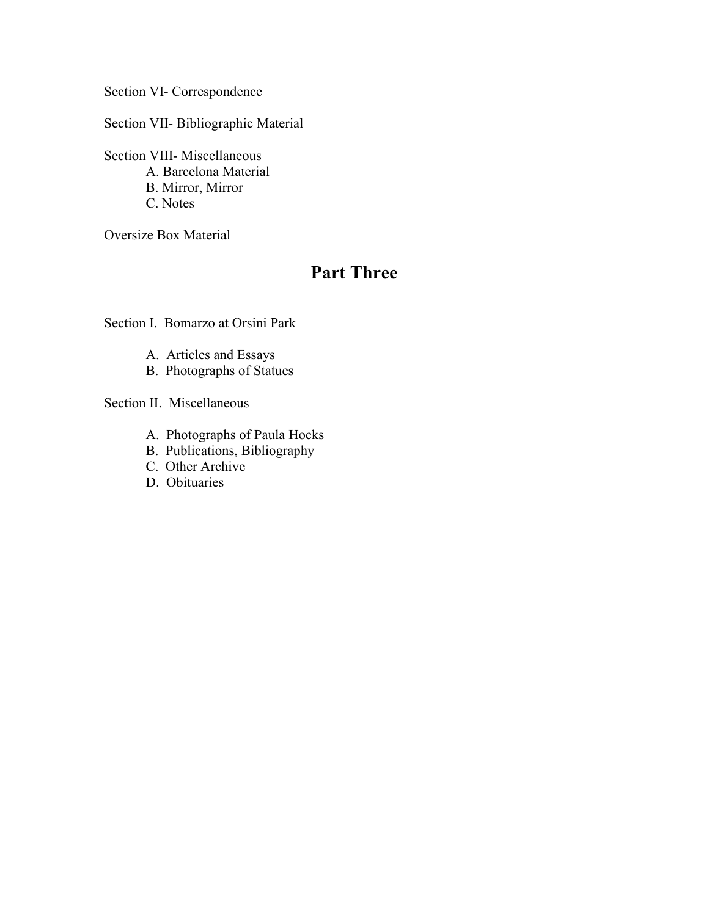Section VI- Correspondence

Section VII- Bibliographic Material

Section VIII- Miscellaneous
- A. Barcelona Material
- B. Mirror, Mirror
- C. Notes

Oversize Box Material

## Part Three

Section I. Bomarzo at Orsini Park

- A. Articles and Essays
- B. Photographs of Statues

Section II. Miscellaneous

- A. Photographs of Paula Hocks
- B. Publications, Bibliography
- C. Other Archive
- D. Obituaries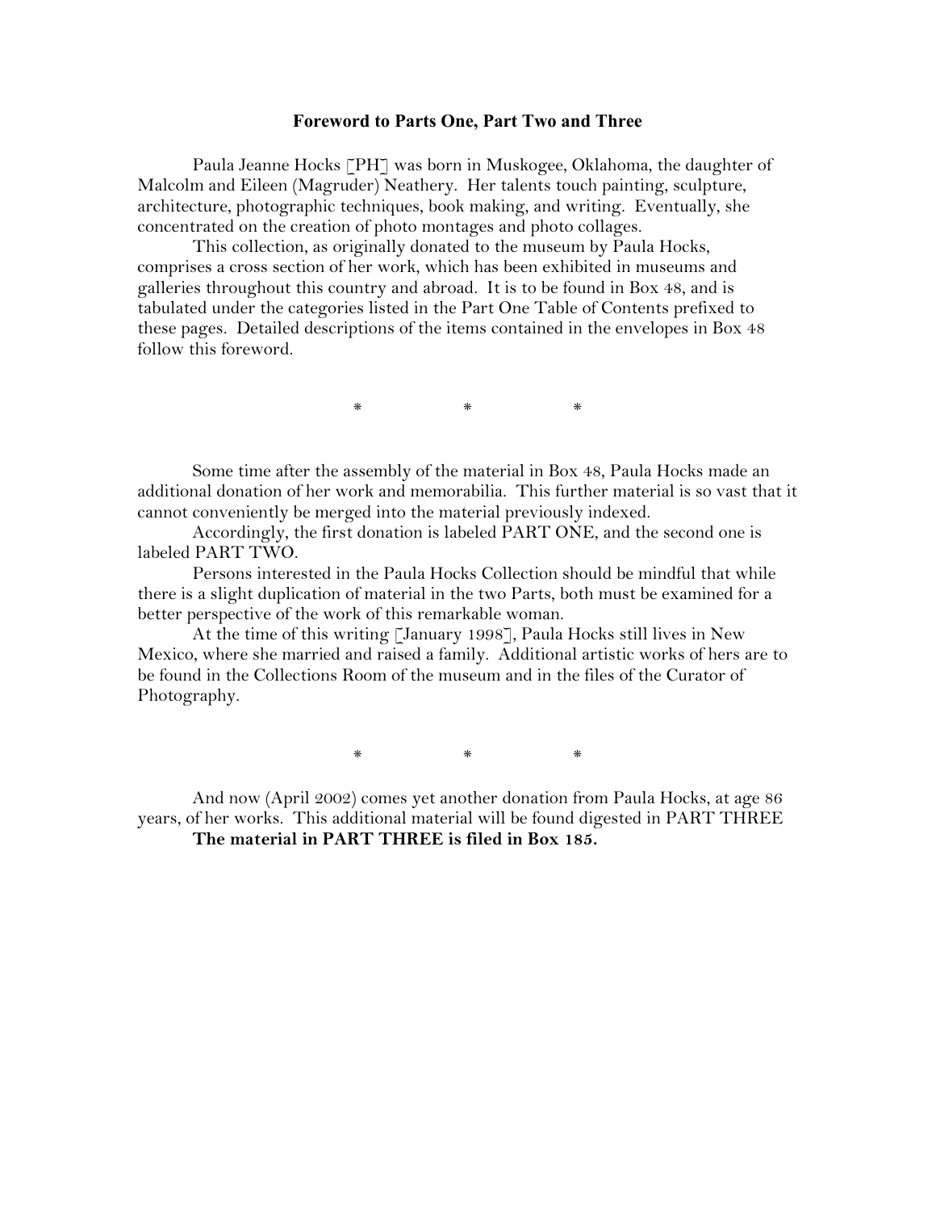## Foreword to Parts One, Part Two and Three

Paula Jeanne Hocks [PH] was born in Muskogee, Oklahoma, the daughter of Malcolm and Eileen (Magruder) Neathery. Her talents touch painting, sculpture, architecture, photographic techniques, book making, and writing. Eventually, she concentrated on the creation of photo montages and photo collages.

This collection, as originally donated to the museum by Paula Hocks, comprises a cross section of her work, which has been exhibited in museums and galleries throughout this country and abroad. It is to be found in Box 48, and is tabulated under the categories listed in the Part One Table of Contents prefixed to these pages. Detailed descriptions of the items contained in the envelopes in Box 48 follow this foreword.

\* \* \*

Some time after the assembly of the material in Box 48, Paula Hocks made an additional donation of her work and memorabilia. This further material is so vast that it cannot conveniently be merged into the material previously indexed.

Accordingly, the first donation is labeled PART ONE, and the second one is labeled PART TWO.

Persons interested in the Paula Hocks Collection should be mindful that while there is a slight duplication of material in the two Parts, both must be examined for a better perspective of the work of this remarkable woman.

At the time of this writing [January 1998], Paula Hocks still lives in New Mexico, where she married and raised a family. Additional artistic works of hers are to be found in the Collections Room of the museum and in the files of the Curator of Photography.

\* \* \*

And now (April 2002) comes yet another donation from Paula Hocks, at age 86 years, of her works. This additional material will be found digested in PART THREE

**The material in PART THREE is filed in Box 185.**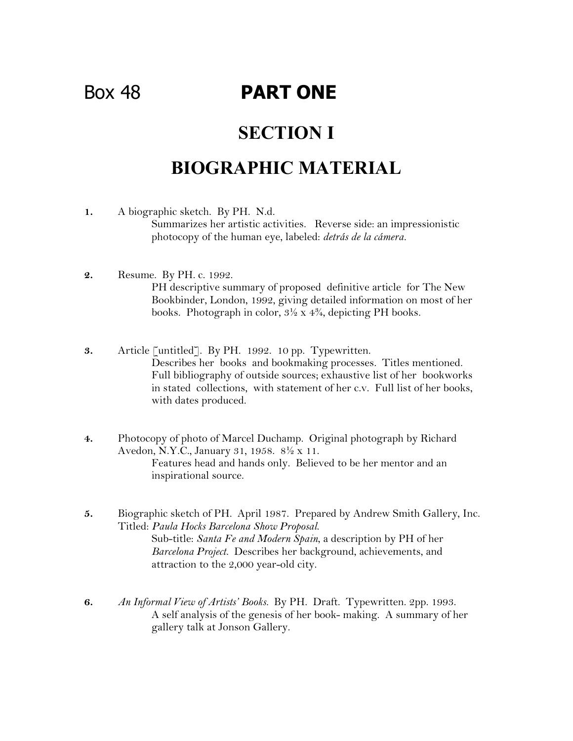Box 48 **PART ONE**

# SECTION I

# BIOGRAPHIC MATERIAL

**1.** A biographic sketch. By PH. N.d.
Summarizes her artistic activities. Reverse side: an impressionistic photocopy of the human eye, labeled: *detrás de la cámera*.

**2.** Resume. By PH. c. 1992.
PH descriptive summary of proposed definitive article for The New Bookbinder, London, 1992, giving detailed information on most of her books. Photograph in color, 3½ x 4¾, depicting PH books.

**3.** Article [untitled]. By PH. 1992. 10 pp. Typewritten.
Describes her books and bookmaking processes. Titles mentioned. Full bibliography of outside sources; exhaustive list of her bookworks in stated collections, with statement of her c.v. Full list of her books, with dates produced.

**4.** Photocopy of photo of Marcel Duchamp. Original photograph by Richard Avedon, N.Y.C., January 31, 1958. 8½ x 11.
Features head and hands only. Believed to be her mentor and an inspirational source.

**5.** Biographic sketch of PH. April 1987. Prepared by Andrew Smith Gallery, Inc. Titled: *Paula Hocks Barcelona Show Proposal.*
Sub-title: *Santa Fe and Modern Spain*, a description by PH of her *Barcelona Project.* Describes her background, achievements, and attraction to the 2,000 year-old city.

**6.** *An Informal View of Artists' Books.* By PH. Draft. Typewritten. 2pp. 1993.
A self analysis of the genesis of her book- making. A summary of her gallery talk at Jonson Gallery.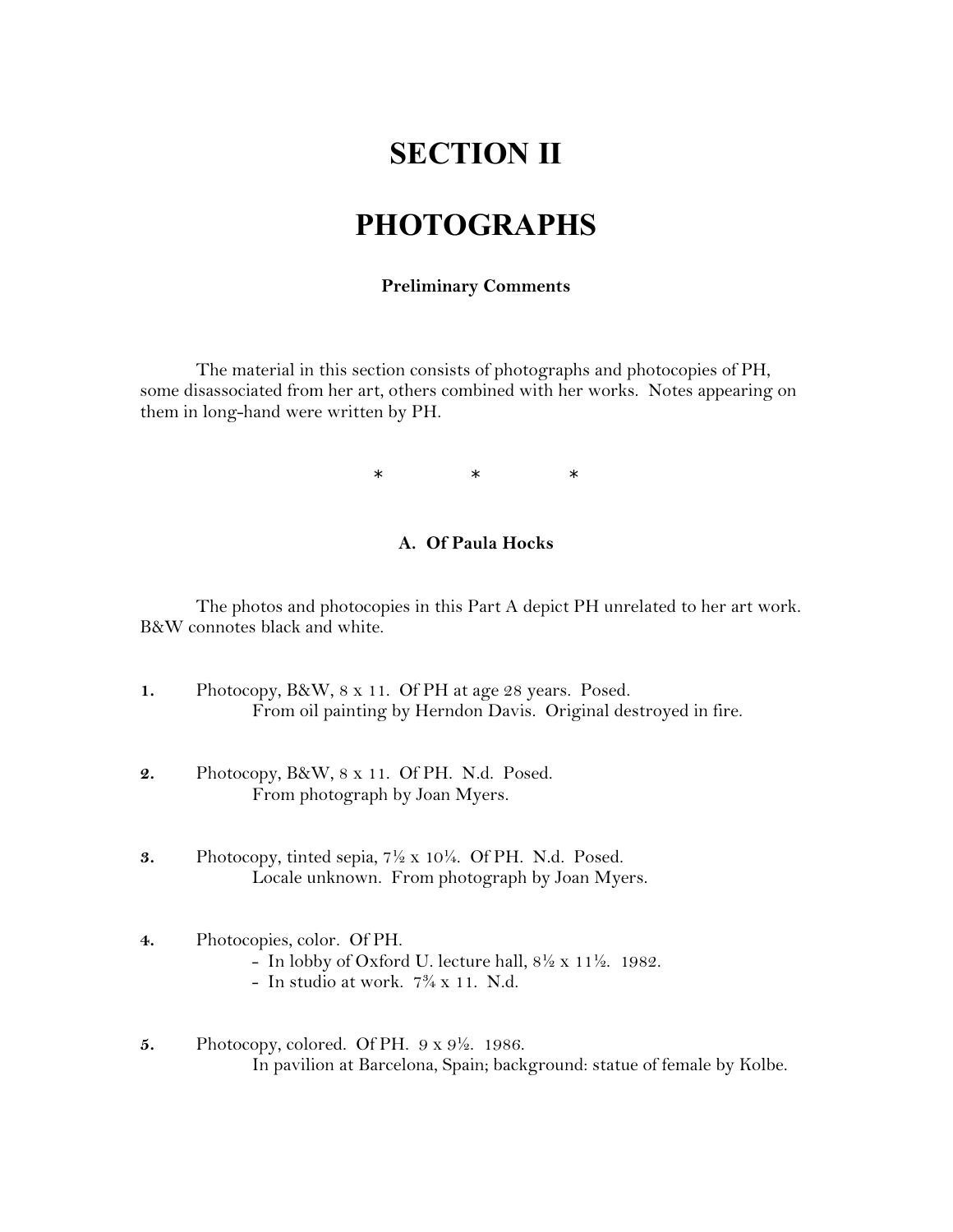# SECTION II

# PHOTOGRAPHS

### Preliminary Comments

The material in this section consists of photographs and photocopies of PH, some disassociated from her art, others combined with her works. Notes appearing on them in long-hand were written by PH.

\*  \*  \*

### A. Of Paula Hocks

The photos and photocopies in this Part A depict PH unrelated to her art work. B&W connotes black and white.

**1.** Photocopy, B&W, 8 x 11. Of PH at age 28 years. Posed.
From oil painting by Herndon Davis. Original destroyed in fire.

**2.** Photocopy, B&W, 8 x 11. Of PH. N.d. Posed.
From photograph by Joan Myers.

**3.** Photocopy, tinted sepia, 7½ x 10¼. Of PH. N.d. Posed.
Locale unknown. From photograph by Joan Myers.

**4.** Photocopies, color. Of PH.
- In lobby of Oxford U. lecture hall, 8½ x 11½. 1982.
- In studio at work. 7¾ x 11. N.d.

**5.** Photocopy, colored. Of PH. 9 x 9½. 1986.
In pavilion at Barcelona, Spain; background: statue of female by Kolbe.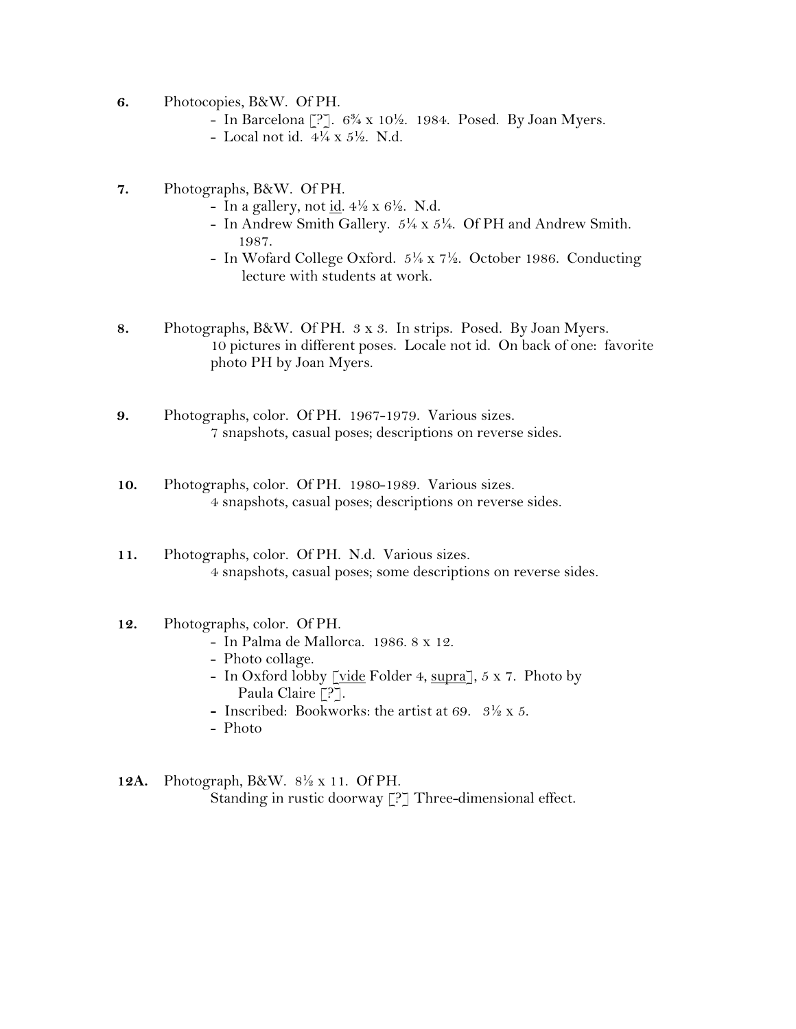**6.** Photocopies, B&W. Of PH.

- In Barcelona [?]. 6¾ x 10½. 1984. Posed. By Joan Myers.
- Local not id. 4¼ x 5½. N.d.

**7.** Photographs, B&W. Of PH.

- In a gallery, not id. 4½ x 6½. N.d.
- In Andrew Smith Gallery. 5¼ x 5¼. Of PH and Andrew Smith. 1987.
- In Wofard College Oxford. 5¼ x 7½. October 1986. Conducting lecture with students at work.

**8.** Photographs, B&W. Of PH. 3 x 3. In strips. Posed. By Joan Myers. 10 pictures in different poses. Locale not id. On back of one: favorite photo PH by Joan Myers.

**9.** Photographs, color. Of PH. 1967-1979. Various sizes. 7 snapshots, casual poses; descriptions on reverse sides.

**10.** Photographs, color. Of PH. 1980-1989. Various sizes. 4 snapshots, casual poses; descriptions on reverse sides.

**11.** Photographs, color. Of PH. N.d. Various sizes. 4 snapshots, casual poses; some descriptions on reverse sides.

**12.** Photographs, color. Of PH.

- In Palma de Mallorca. 1986. 8 x 12.
- Photo collage.
- In Oxford lobby [vide Folder 4, supra], 5 x 7. Photo by Paula Claire [?].
- Inscribed: Bookworks: the artist at 69. 3½ x 5.
- Photo

**12A.** Photograph, B&W. 8½ x 11. Of PH. Standing in rustic doorway [?] Three-dimensional effect.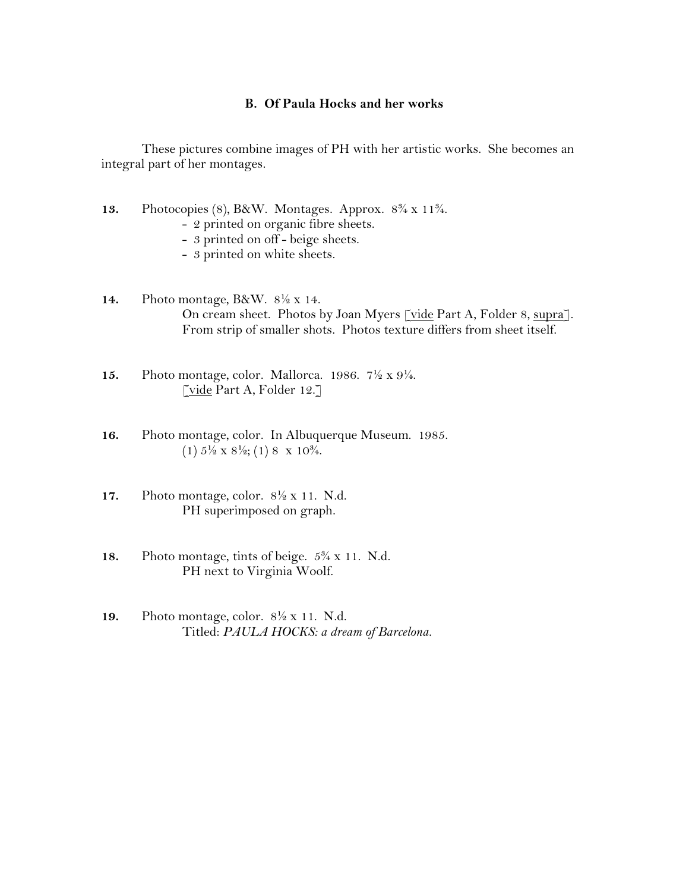## B. Of Paula Hocks and her works

These pictures combine images of PH with her artistic works. She becomes an integral part of her montages.

**13.** Photocopies (8), B&W. Montages. Approx. 8¾ x 11¾.
- 2 printed on organic fibre sheets.
- 3 printed on off - beige sheets.
- 3 printed on white sheets.

**14.** Photo montage, B&W. 8½ x 14.
On cream sheet. Photos by Joan Myers [vide Part A, Folder 8, supra].
From strip of smaller shots. Photos texture differs from sheet itself.

**15.** Photo montage, color. Mallorca. 1986. 7½ x 9¼.
[vide Part A, Folder 12.]

**16.** Photo montage, color. In Albuquerque Museum. 1985.
(1) 5½ x 8½; (1) 8 x 10¾.

**17.** Photo montage, color. 8½ x 11. N.d.
PH superimposed on graph.

**18.** Photo montage, tints of beige. 5¾ x 11. N.d.
PH next to Virginia Woolf.

**19.** Photo montage, color. 8½ x 11. N.d.
Titled: *PAULA HOCKS: a dream of Barcelona.*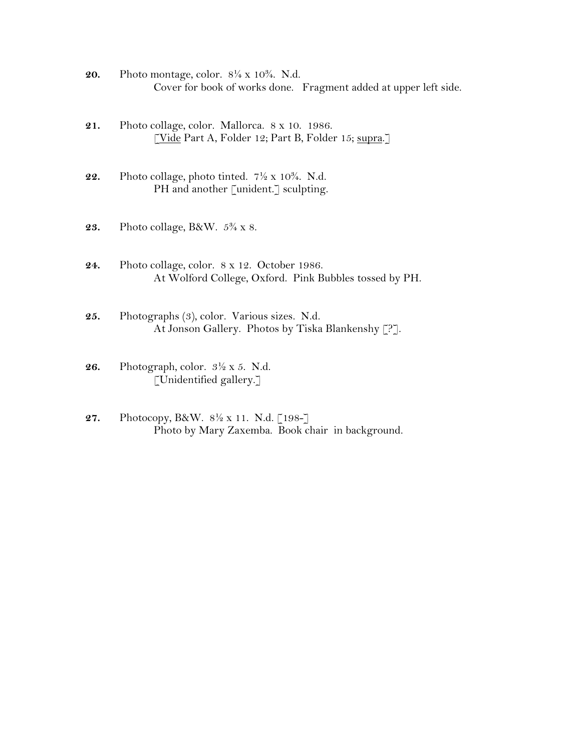**20.** Photo montage, color. 8¼ x 10¾. N.d.
Cover for book of works done. Fragment added at upper left side.

**21.** Photo collage, color. Mallorca. 8 x 10. 1986.
[<u>Vide</u> Part A, Folder 12; Part B, Folder 15; <u>supra</u>.]

**22.** Photo collage, photo tinted. 7½ x 10¾. N.d.
PH and another [unident.] sculpting.

**23.** Photo collage, B&W. 5¾ x 8.

**24.** Photo collage, color. 8 x 12. October 1986.
At Wolford College, Oxford. Pink Bubbles tossed by PH.

**25.** Photographs (3), color. Various sizes. N.d.
At Jonson Gallery. Photos by Tiska Blankenshy [?].

**26.** Photograph, color. 3½ x 5. N.d.
[Unidentified gallery.]

**27.** Photocopy, B&W. 8½ x 11. N.d. [198-]
Photo by Mary Zaxemba. Book chair in background.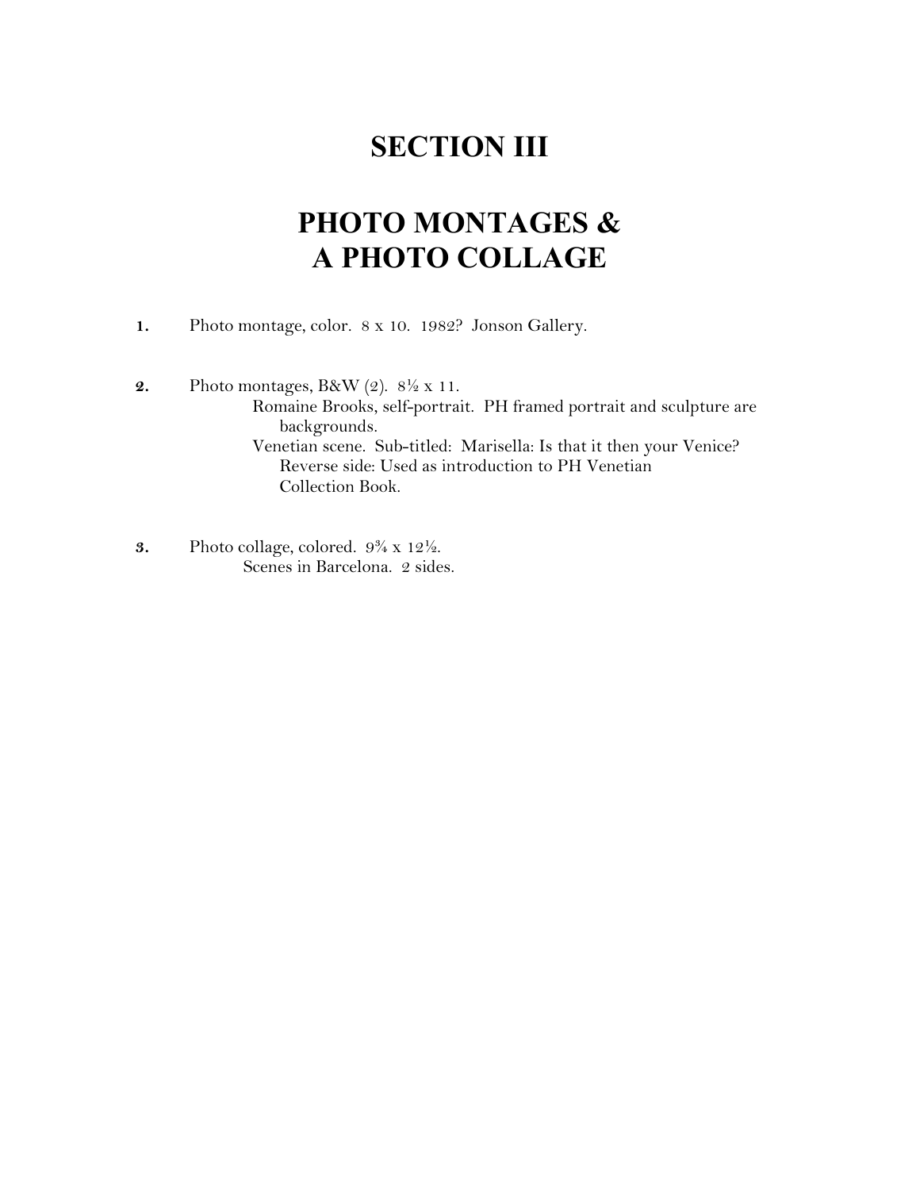# SECTION III

# PHOTO MONTAGES & A PHOTO COLLAGE

**1.** Photo montage, color. 8 x 10. 1982? Jonson Gallery.

**2.** Photo montages, B&W (2). 8½ x 11.
   Romaine Brooks, self-portrait. PH framed portrait and sculpture are backgrounds.
   Venetian scene. Sub-titled: Marisella: Is that it then your Venice?
      Reverse side: Used as introduction to PH Venetian Collection Book.

**3.** Photo collage, colored. 9¾ x 12½.
   Scenes in Barcelona. 2 sides.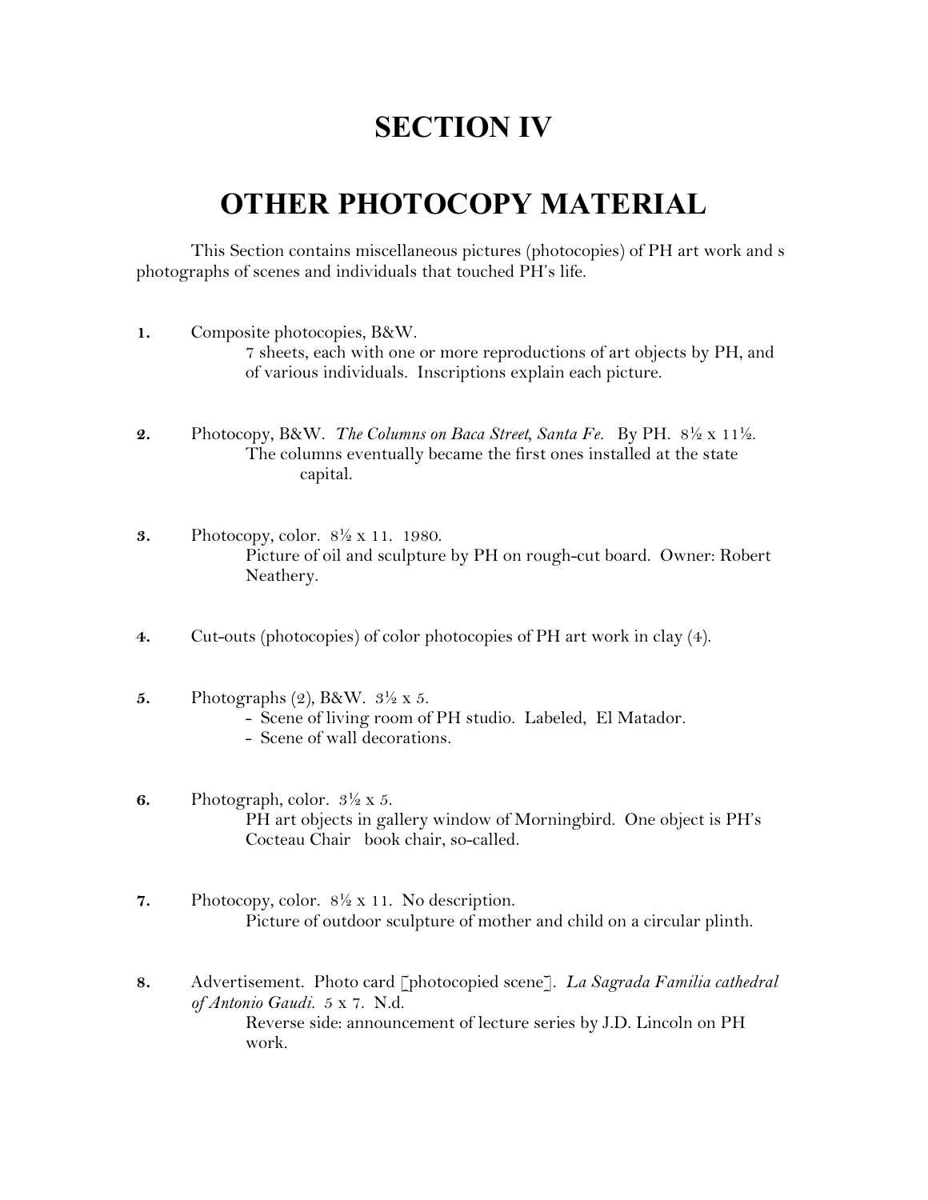# SECTION IV

# OTHER PHOTOCOPY MATERIAL

This Section contains miscellaneous pictures (photocopies) of PH art work and s photographs of scenes and individuals that touched PH's life.

**1.** Composite photocopies, B&W.
7 sheets, each with one or more reproductions of art objects by PH, and of various individuals. Inscriptions explain each picture.

**2.** Photocopy, B&W. *The Columns on Baca Street, Santa Fe.* By PH. 8½ x 11½.
The columns eventually became the first ones installed at the state capital.

**3.** Photocopy, color. 8½ x 11. 1980.
Picture of oil and sculpture by PH on rough-cut board. Owner: Robert Neathery.

**4.** Cut-outs (photocopies) of color photocopies of PH art work in clay (4).

**5.** Photographs (2), B&W. 3½ x 5.
- Scene of living room of PH studio. Labeled, El Matador.
- Scene of wall decorations.

**6.** Photograph, color. 3½ x 5.
PH art objects in gallery window of Morningbird. One object is PH's Cocteau Chair book chair, so-called.

**7.** Photocopy, color. 8½ x 11. No description.
Picture of outdoor sculpture of mother and child on a circular plinth.

**8.** Advertisement. Photo card [photocopied scene]. *La Sagrada Familia cathedral of Antonio Gaudi.* 5 x 7. N.d.
Reverse side: announcement of lecture series by J.D. Lincoln on PH work.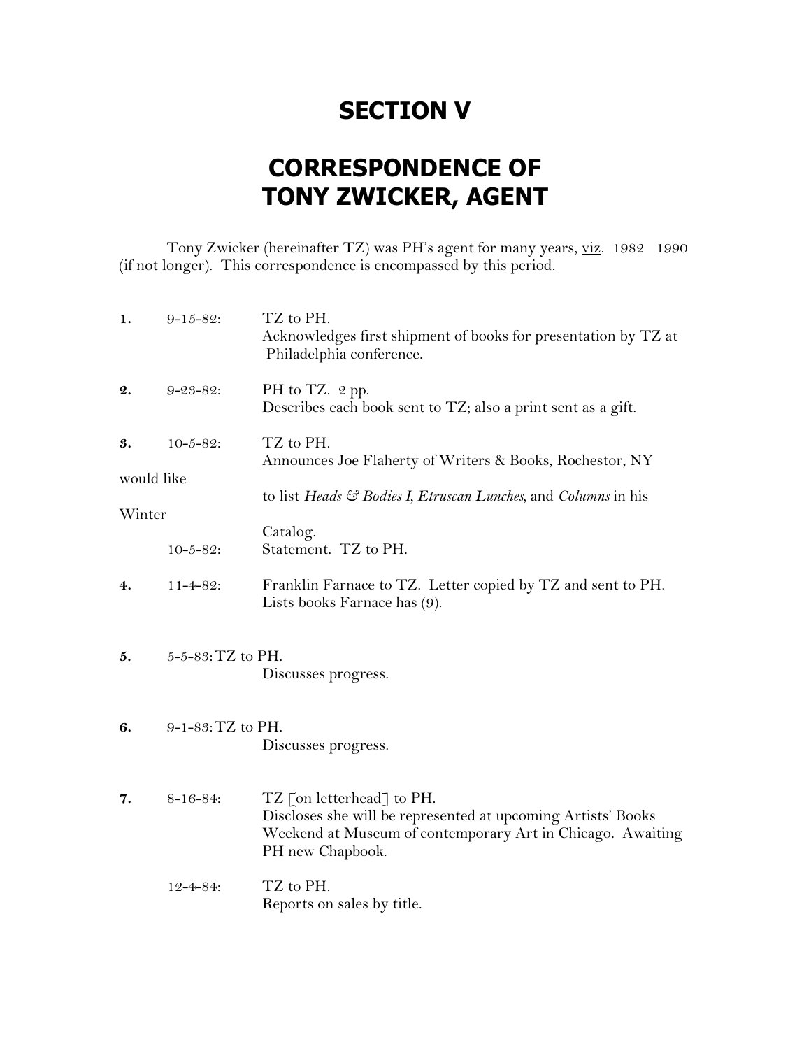# SECTION V

# CORRESPONDENCE OF TONY ZWICKER, AGENT

Tony Zwicker (hereinafter TZ) was PH's agent for many years, viz. 1982 1990 (if not longer). This correspondence is encompassed by this period.

**1.** 9-15-82: TZ to PH.
Acknowledges first shipment of books for presentation by TZ at Philadelphia conference.

**2.** 9-23-82: PH to TZ. 2 pp.
Describes each book sent to TZ; also a print sent as a gift.

**3.** 10-5-82: TZ to PH.
Announces Joe Flaherty of Writers & Books, Rochestor, NY would like to list *Heads & Bodies I*, *Etruscan Lunches*, and *Columns* in his Winter Catalog.

10-5-82: Statement. TZ to PH.

**4.** 11-4-82: Franklin Farnace to TZ. Letter copied by TZ and sent to PH.
Lists books Farnace has (9).

**5.** 5-5-83: TZ to PH.
Discusses progress.

**6.** 9-1-83: TZ to PH.
Discusses progress.

**7.** 8-16-84: TZ [on letterhead] to PH.
Discloses she will be represented at upcoming Artists' Books Weekend at Museum of contemporary Art in Chicago. Awaiting PH new Chapbook.

12-4-84: TZ to PH.
Reports on sales by title.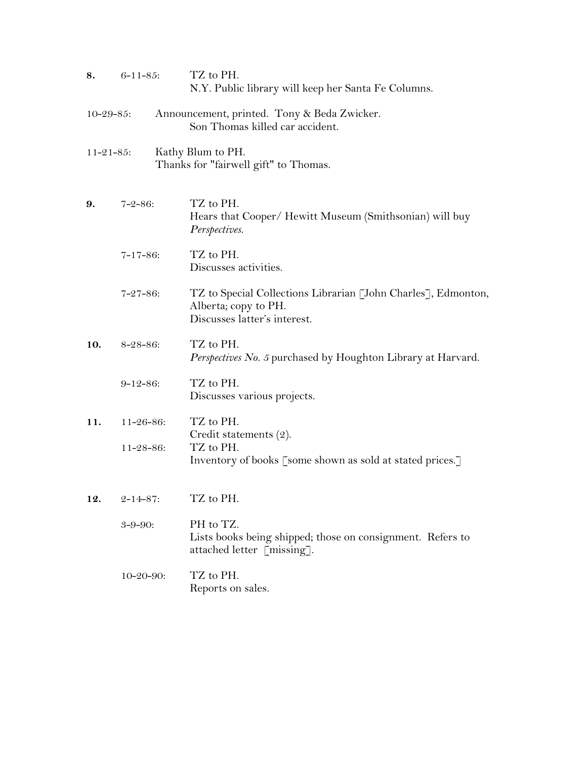**8.** 6-11-85: TZ to PH.
N.Y. Public library will keep her Santa Fe Columns.

10-29-85: Announcement, printed. Tony & Beda Zwicker.
Son Thomas killed car accident.

11-21-85: Kathy Blum to PH.
Thanks for "fairwell gift" to Thomas.

**9.** 7-2-86: TZ to PH.
Hears that Cooper/ Hewitt Museum (Smithsonian) will buy *Perspectives.*

7-17-86: TZ to PH.
Discusses activities.

7-27-86: TZ to Special Collections Librarian [John Charles], Edmonton, Alberta; copy to PH.
Discusses latter's interest.

**10.** 8-28-86: TZ to PH.
*Perspectives No. 5* purchased by Houghton Library at Harvard.

9-12-86: TZ to PH.
Discusses various projects.

**11.** 11-26-86: TZ to PH.
Credit statements (2).

11-28-86: TZ to PH.
Inventory of books [some shown as sold at stated prices.]

**12.** 2-14-87: TZ to PH.

3-9-90: PH to TZ.
Lists books being shipped; those on consignment. Refers to attached letter [missing].

10-20-90: TZ to PH.
Reports on sales.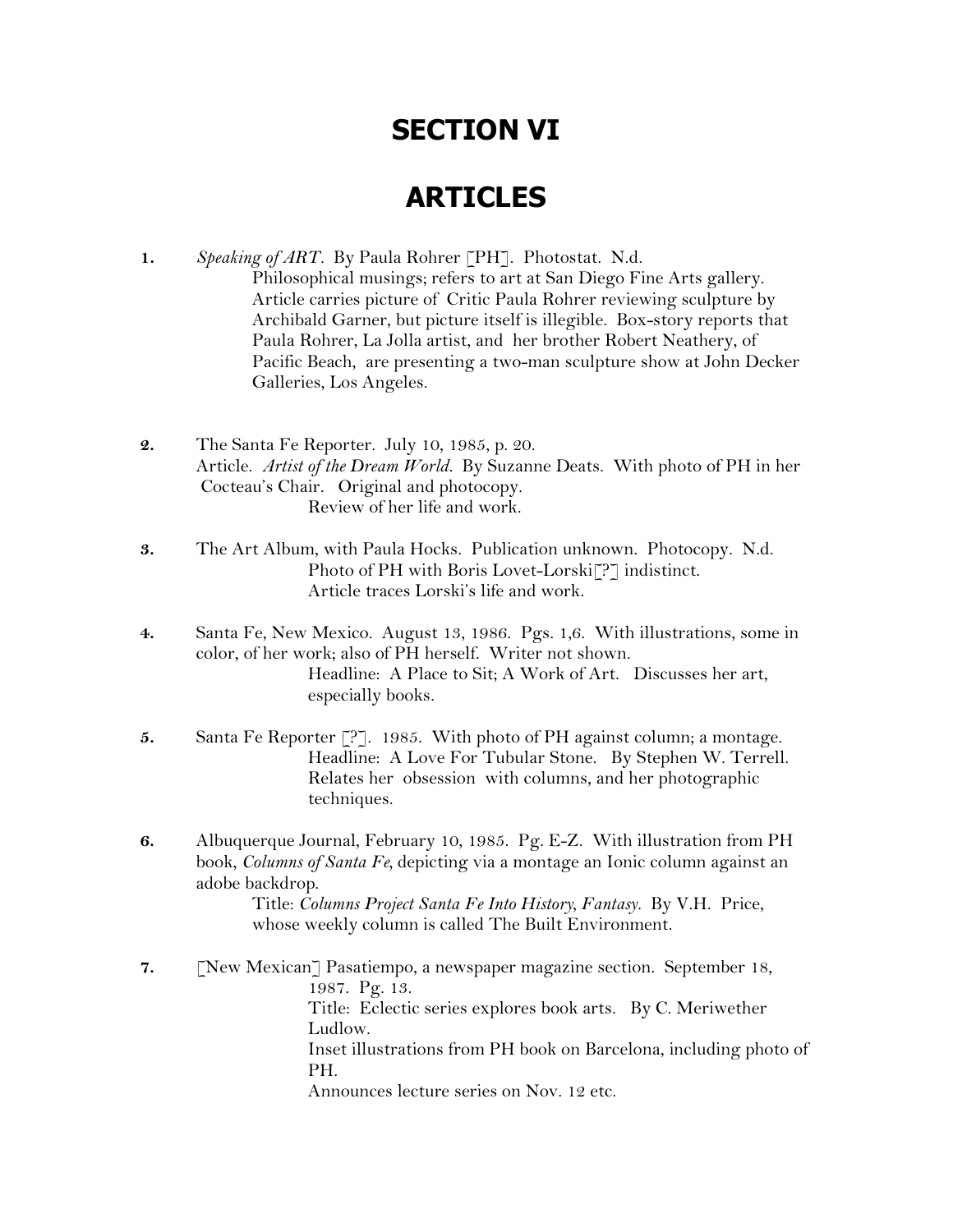# SECTION VI

# ARTICLES

**1.** *Speaking of ART*. By Paula Rohrer [PH]. Photostat. N.d.
Philosophical musings; refers to art at San Diego Fine Arts gallery. Article carries picture of Critic Paula Rohrer reviewing sculpture by Archibald Garner, but picture itself is illegible. Box-story reports that Paula Rohrer, La Jolla artist, and her brother Robert Neathery, of Pacific Beach, are presenting a two-man sculpture show at John Decker Galleries, Los Angeles.

**2.** The Santa Fe Reporter. July 10, 1985, p. 20.
Article. *Artist of the Dream World.* By Suzanne Deats. With photo of PH in her Cocteau's Chair. Original and photocopy.
Review of her life and work.

**3.** The Art Album, with Paula Hocks. Publication unknown. Photocopy. N.d.
Photo of PH with Boris Lovet-Lorski[?] indistinct.
Article traces Lorski's life and work.

**4.** Santa Fe, New Mexico. August 13, 1986. Pgs. 1,6. With illustrations, some in color, of her work; also of PH herself. Writer not shown.
Headline: A Place to Sit; A Work of Art. Discusses her art, especially books.

**5.** Santa Fe Reporter [?]. 1985. With photo of PH against column; a montage.
Headline: A Love For Tubular Stone. By Stephen W. Terrell. Relates her obsession with columns, and her photographic techniques.

**6.** Albuquerque Journal, February 10, 1985. Pg. E-Z. With illustration from PH book, *Columns of Santa Fe,* depicting via a montage an Ionic column against an adobe backdrop.
Title: *Columns Project Santa Fe Into History, Fantasy.* By V.H. Price, whose weekly column is called The Built Environment.

**7.** [New Mexican] Pasatiempo, a newspaper magazine section. September 18, 1987. Pg. 13.
Title: Eclectic series explores book arts. By C. Meriwether Ludlow.
Inset illustrations from PH book on Barcelona, including photo of PH.
Announces lecture series on Nov. 12 etc.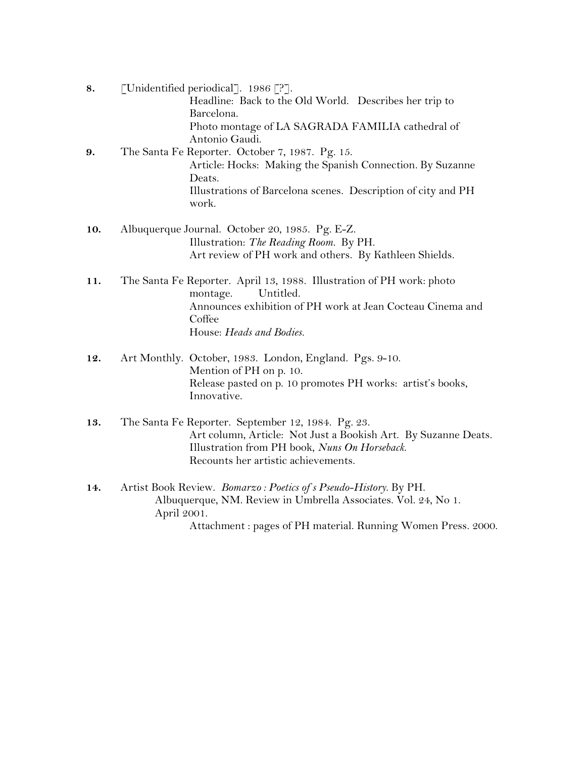**8.** [Unidentified periodical]. 1986 [?].
Headline: Back to the Old World. Describes her trip to Barcelona.
Photo montage of LA SAGRADA FAMILIA cathedral of Antonio Gaudi.

**9.** The Santa Fe Reporter. October 7, 1987. Pg. 15.
Article: Hocks: Making the Spanish Connection. By Suzanne Deats.
Illustrations of Barcelona scenes. Description of city and PH work.

**10.** Albuquerque Journal. October 20, 1985. Pg. E-Z.
Illustration: *The Reading Room.* By PH.
Art review of PH work and others. By Kathleen Shields.

**11.** The Santa Fe Reporter. April 13, 1988. Illustration of PH work: photo montage. Untitled.
Announces exhibition of PH work at Jean Cocteau Cinema and Coffee House: *Heads and Bodies.*

**12.** Art Monthly. October, 1983. London, England. Pgs. 9-10.
Mention of PH on p. 10.
Release pasted on p. 10 promotes PH works: artist's books, Innovative.

**13.** The Santa Fe Reporter. September 12, 1984. Pg. 23.
Art column, Article: Not Just a Bookish Art. By Suzanne Deats.
Illustration from PH book, *Nuns On Horseback.*
Recounts her artistic achievements.

**14.** Artist Book Review. *Bomarzo : Poetics of s Pseudo-History.* By PH. Albuquerque, NM. Review in Umbrella Associates. Vol. 24, No 1. April 2001.
Attachment : pages of PH material. Running Women Press. 2000.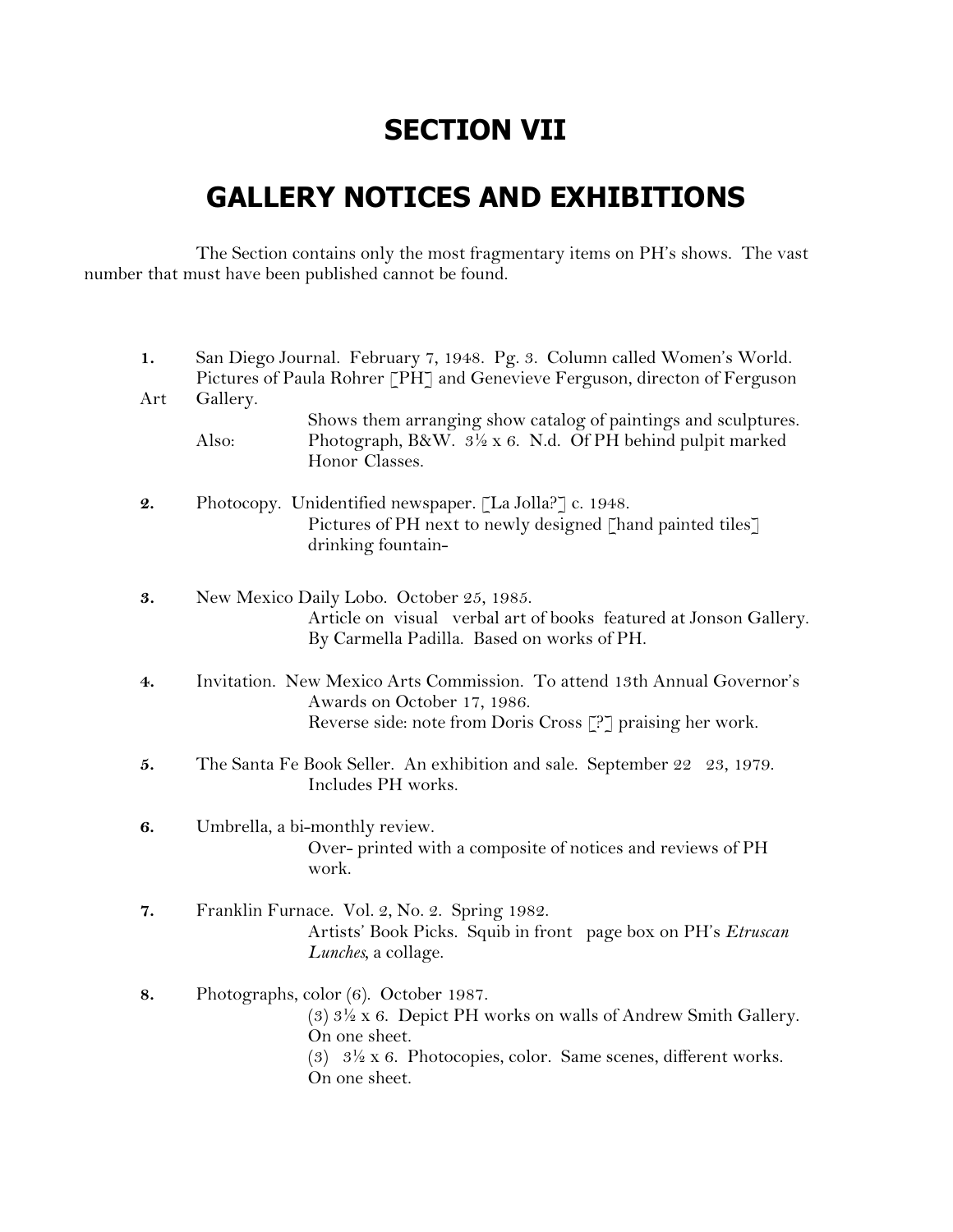# SECTION VII

# GALLERY NOTICES AND EXHIBITIONS

The Section contains only the most fragmentary items on PH's shows. The vast number that must have been published cannot be found.

**1.** San Diego Journal. February 7, 1948. Pg. 3. Column called Women's World. Pictures of Paula Rohrer [PH] and Genevieve Ferguson, directon of Ferguson Art Gallery.
Shows them arranging show catalog of paintings and sculptures.
Also: Photograph, B&W. 3½ x 6. N.d. Of PH behind pulpit marked Honor Classes.

**2.** Photocopy. Unidentified newspaper. [La Jolla?] c. 1948.
Pictures of PH next to newly designed [hand painted tiles] drinking fountain-

**3.** New Mexico Daily Lobo. October 25, 1985.
Article on visual verbal art of books featured at Jonson Gallery. By Carmella Padilla. Based on works of PH.

**4.** Invitation. New Mexico Arts Commission. To attend 13th Annual Governor's Awards on October 17, 1986.
Reverse side: note from Doris Cross [?] praising her work.

**5.** The Santa Fe Book Seller. An exhibition and sale. September 22 23, 1979.
Includes PH works.

**6.** Umbrella, a bi-monthly review.
Over- printed with a composite of notices and reviews of PH work.

**7.** Franklin Furnace. Vol. 2, No. 2. Spring 1982.
Artists' Book Picks. Squib in front page box on PH's *Etruscan Lunches*, a collage.

**8.** Photographs, color (6). October 1987.
(3) 3½ x 6. Depict PH works on walls of Andrew Smith Gallery. On one sheet.
(3) 3½ x 6. Photocopies, color. Same scenes, different works. On one sheet.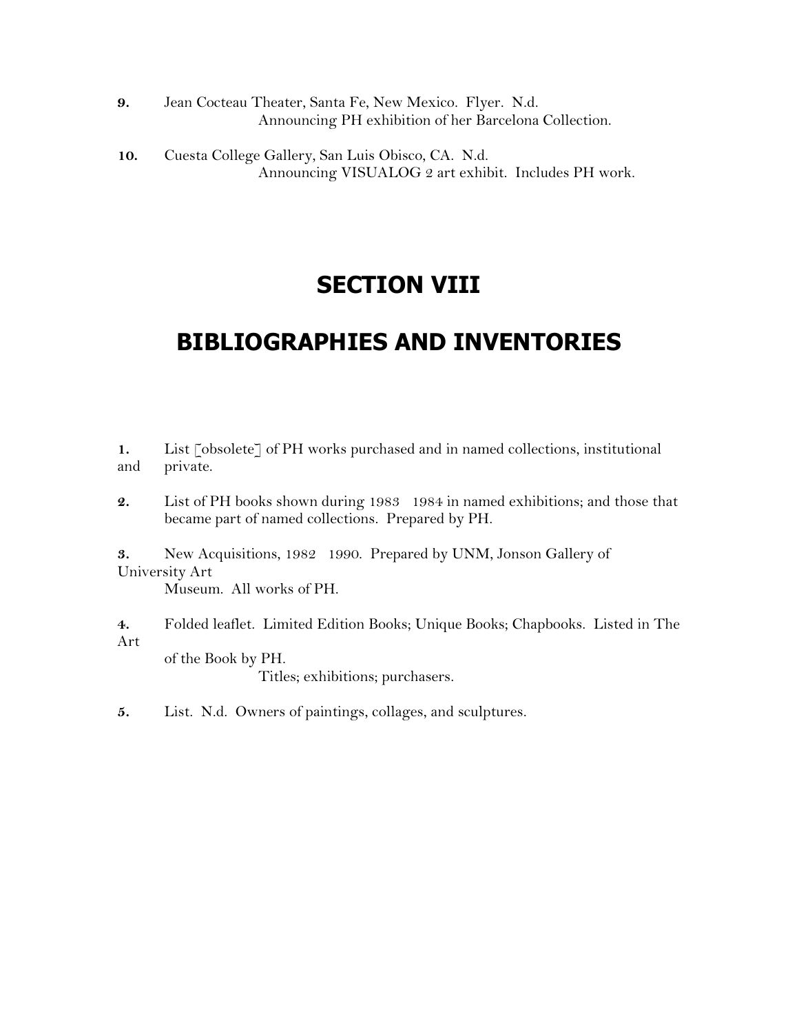**9.** Jean Cocteau Theater, Santa Fe, New Mexico. Flyer. N.d.
Announcing PH exhibition of her Barcelona Collection.

**10.** Cuesta College Gallery, San Luis Obisco, CA. N.d.
Announcing VISUALOG 2 art exhibit. Includes PH work.

# SECTION VIII

# BIBLIOGRAPHIES AND INVENTORIES

**1.** List [obsolete] of PH works purchased and in named collections, institutional and private.

**2.** List of PH books shown during 1983 1984 in named exhibitions; and those that became part of named collections. Prepared by PH.

**3.** New Acquisitions, 1982 1990. Prepared by UNM, Jonson Gallery of University Art Museum. All works of PH.

**4.** Folded leaflet. Limited Edition Books; Unique Books; Chapbooks. Listed in The Art of the Book by PH.
Titles; exhibitions; purchasers.

**5.** List. N.d. Owners of paintings, collages, and sculptures.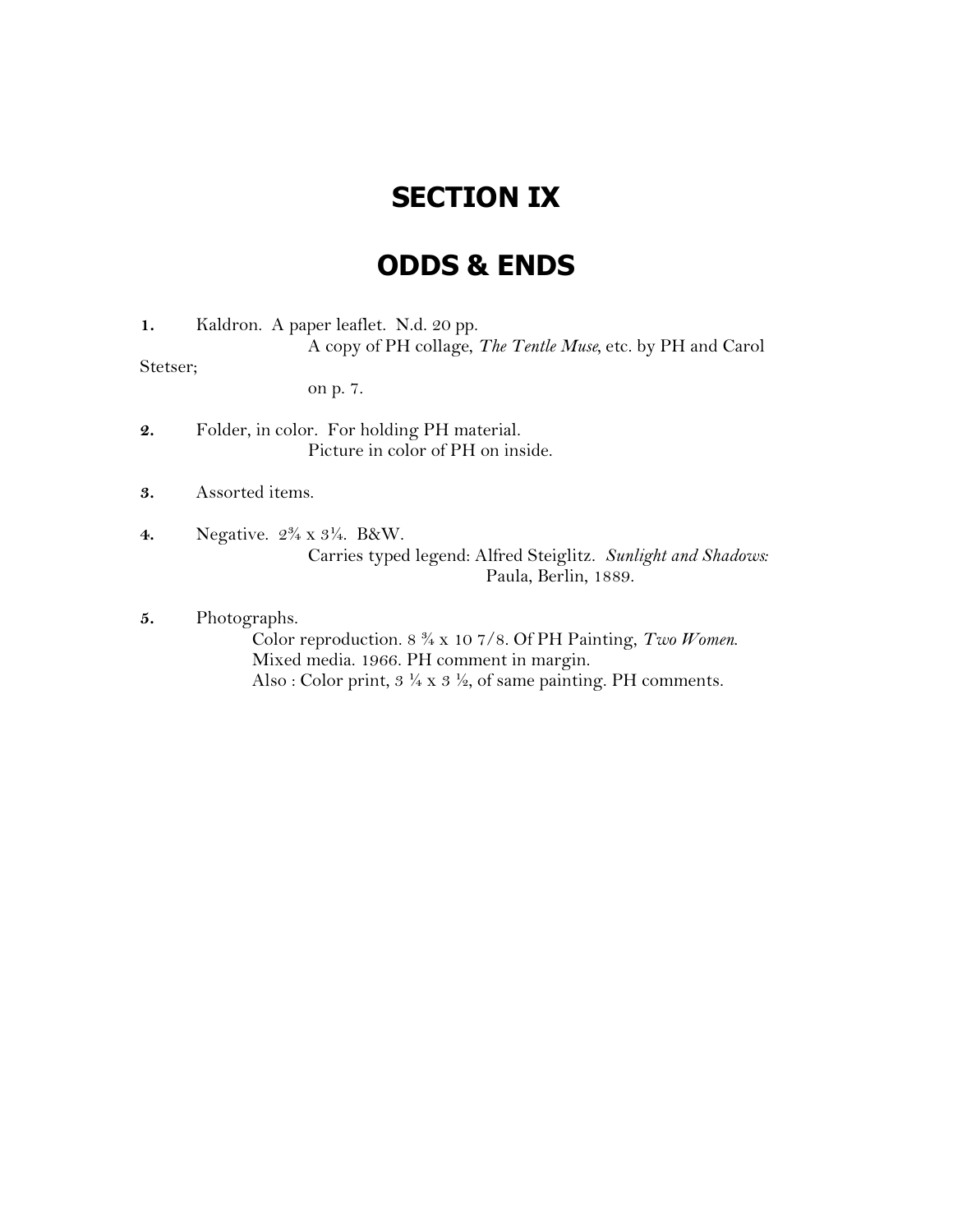# SECTION IX

# ODDS & ENDS

**1.** Kaldron. A paper leaflet. N.d. 20 pp.
A copy of PH collage, *The Tentle Muse*, etc. by PH and Carol Stetser;
on p. 7.

**2.** Folder, in color. For holding PH material.
Picture in color of PH on inside.

**3.** Assorted items.

**4.** Negative. 2¾ x 3¼. B&W.
Carries typed legend: Alfred Steiglitz. *Sunlight and Shadows:* Paula, Berlin, 1889.

**5.** Photographs.
Color reproduction. 8 ¾ x 10 7/8. Of PH Painting, *Two Women.* Mixed media. 1966. PH comment in margin.
Also : Color print, 3 ¼ x 3 ½, of same painting. PH comments.